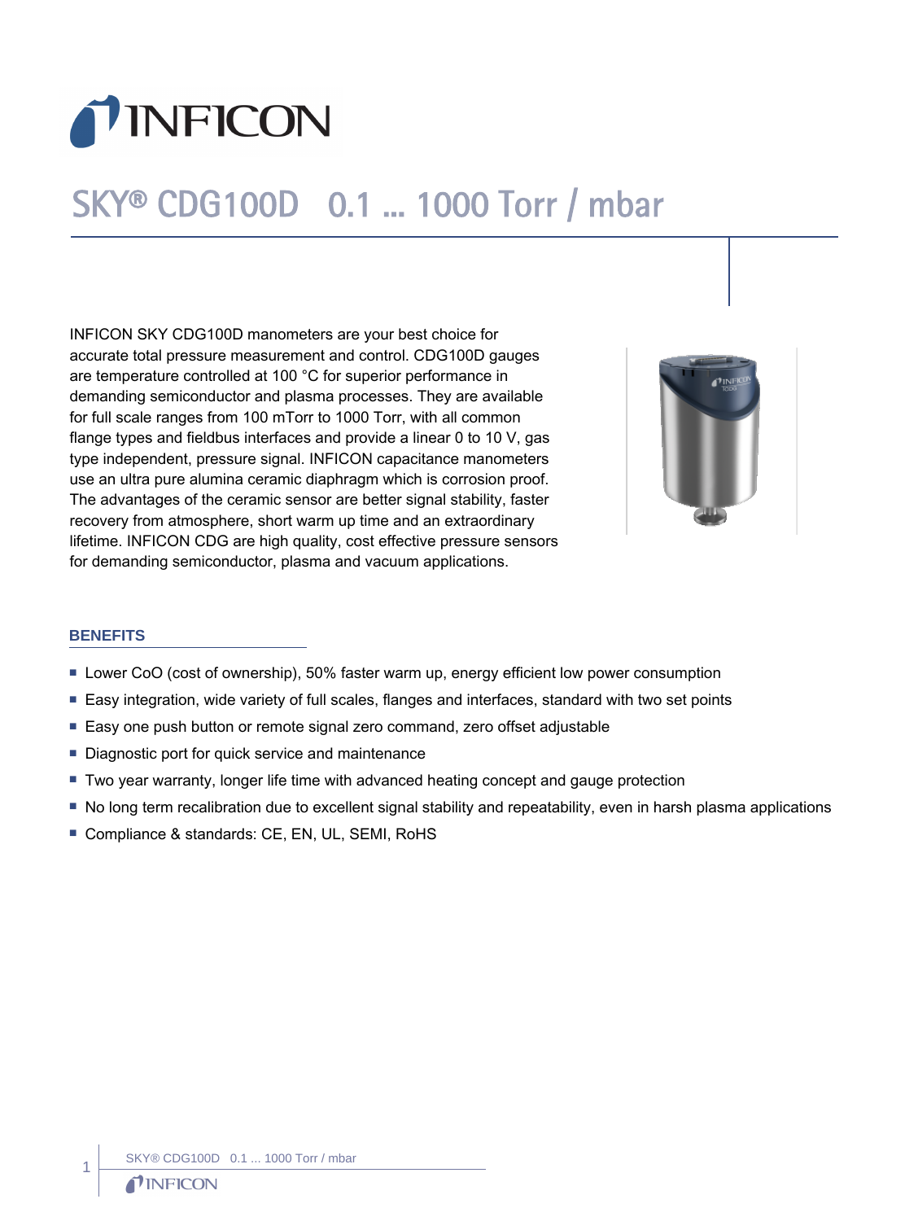# SKY® CDG100D 0.1 ... 1000 Torr / mbar

INFICON SKY CDG100D manometers are your best choice for accurate total pressure measurement and control. CDG100D gauges are temperature controlled at 100 °C for superior performance in demanding semiconductor and plasma processes. They are available for full scale ranges from 100 mTorr to 1000 Torr, with all common flange types and fieldbus interfaces and provide a linear 0 to 10 V, gas type independent, pressure signal. INFICON capacitance manometers use an ultra pure alumina ceramic diaphragm which is corrosion proof. The advantages of the ceramic sensor are better signal stability, faster recovery from atmosphere, short warm up time and an extraordinary lifetime. INFICON CDG are high quality, cost effective pressure sensors for demanding semiconductor, plasma and vacuum applications.

## BENEFITS

- Lower CoO (cost of ownership), 50% faster warm up, energy efficient low power consumption
- Easy integration, wide variety of full scales, flanges and interfaces, standard with two set points
- Easy one push button or remote signal zero command, zero offset adjustable
- Diagnostic port for quick service and maintenance
- Two year warranty, longer life time with advanced heating concept and gauge protection
- No long term recalibration due to excellent signal stability and repeatability, even in harsh plasma applications
- Compliance & standards: CE, EN, UL, SEMI, RoHS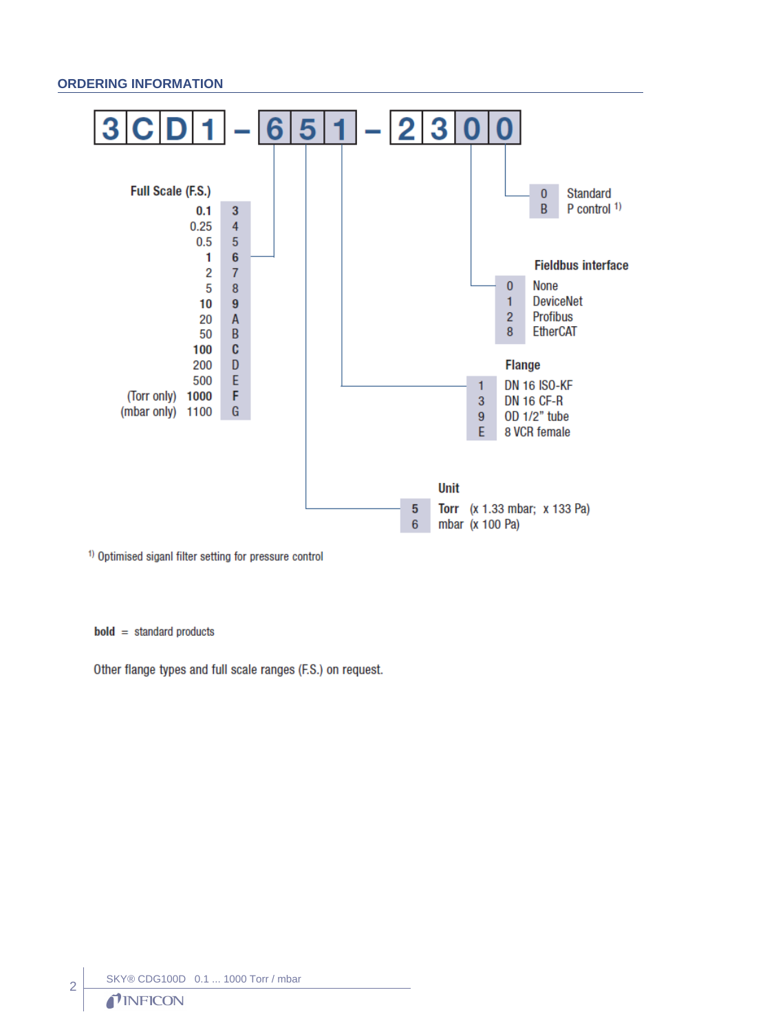## ORDERING INFORMATION

**3CD1 – 651 – 2300**

### Full Scale (F.S.)

| F.S. | Code |
|---|---|
| **0.1** | **3** |
| 0.25 | 4 |
| 0.5 | 5 |
| **1** | **6** |
| 2 | 7 |
| 5 | 8 |
| **10** | **9** |
| 20 | A |
| 50 | B |
| **100** | **C** |
| 200 | D |
| 500 | E |
| (Torr only) **1000** | **F** |
| (mbar only) 1100 | G |

### Unit

| Code | Unit |
|---|---|
| 5 | **Torr** (x 1.33 mbar; x 133 Pa) |
| 6 | mbar (x 100 Pa) |

### Flange

| Code | Flange |
|---|---|
| 1 | DN 16 ISO-KF |
| 3 | DN 16 CF-R |
| 9 | OD 1/2" tube |
| E | 8 VCR female |

### Fieldbus interface

| Code | Interface |
|---|---|
| 0 | None |
| 1 | DeviceNet |
| 2 | Profibus |
| 8 | EtherCAT |

| Code | Option |
|---|---|
| 0 | Standard |
| B | P control [1] |

[1] Optimised siganl filter setting for pressure control

**bold** = standard products

Other flange types and full scale ranges (F.S.) on request.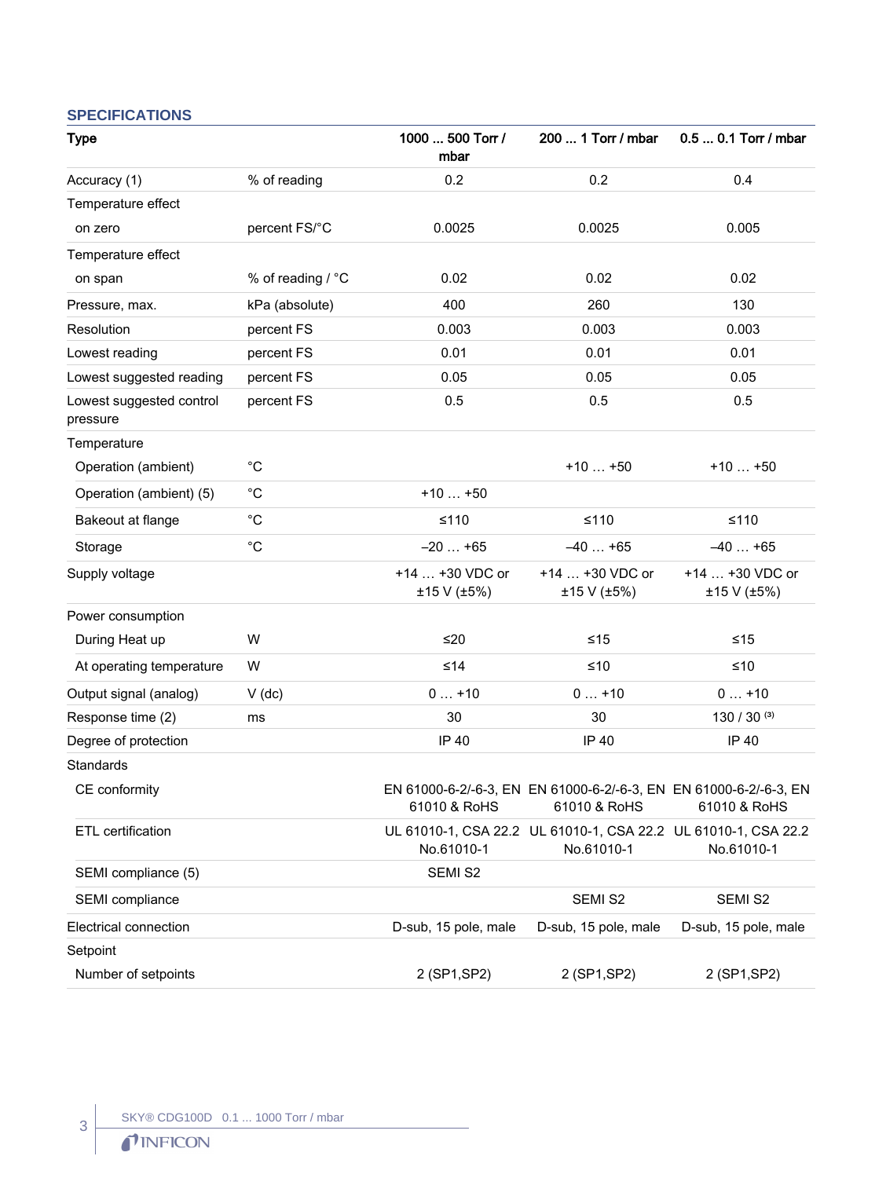## SPECIFICATIONS

| Type | | 1000 ... 500 Torr / mbar | 200 ... 1 Torr / mbar | 0.5 ... 0.1 Torr / mbar |
|---|---|---|---|---|
| Accuracy (1) | % of reading | 0.2 | 0.2 | 0.4 |
| Temperature effect | | | | |
| on zero | percent FS/°C | 0.0025 | 0.0025 | 0.005 |
| Temperature effect | | | | |
| on span | % of reading / °C | 0.02 | 0.02 | 0.02 |
| Pressure, max. | kPa (absolute) | 400 | 260 | 130 |
| Resolution | percent FS | 0.003 | 0.003 | 0.003 |
| Lowest reading | percent FS | 0.01 | 0.01 | 0.01 |
| Lowest suggested reading | percent FS | 0.05 | 0.05 | 0.05 |
| Lowest suggested control pressure | percent FS | 0.5 | 0.5 | 0.5 |
| Temperature | | | | |
| Operation (ambient) | °C | | +10 … +50 | +10 … +50 |
| Operation (ambient) (5) | °C | +10 … +50 | | |
| Bakeout at flange | °C | ≤110 | ≤110 | ≤110 |
| Storage | °C | –20 … +65 | –40 … +65 | –40 … +65 |
| Supply voltage | | +14 … +30 VDC or ±15 V (±5%) | +14 … +30 VDC or ±15 V (±5%) | +14 … +30 VDC or ±15 V (±5%) |
| Power consumption | | | | |
| During Heat up | W | ≤20 | ≤15 | ≤15 |
| At operating temperature | W | ≤14 | ≤10 | ≤10 |
| Output signal (analog) | V (dc) | 0 … +10 | 0 … +10 | 0 … +10 |
| Response time (2) | ms | 30 | 30 | 130 / 30 (3) |
| Degree of protection | | IP 40 | IP 40 | IP 40 |
| Standards | | | | |
| CE conformity | | EN 61000-6-2/-6-3, EN 61010 & RoHS | EN 61000-6-2/-6-3, EN 61010 & RoHS | EN 61000-6-2/-6-3, EN 61010 & RoHS |
| ETL certification | | UL 61010-1, CSA 22.2 No.61010-1 | UL 61010-1, CSA 22.2 No.61010-1 | UL 61010-1, CSA 22.2 No.61010-1 |
| SEMI compliance (5) | | SEMI S2 | | |
| SEMI compliance | | | SEMI S2 | SEMI S2 |
| Electrical connection | | D-sub, 15 pole, male | D-sub, 15 pole, male | D-sub, 15 pole, male |
| Setpoint | | | | |
| Number of setpoints | | 2 (SP1,SP2) | 2 (SP1,SP2) | 2 (SP1,SP2) |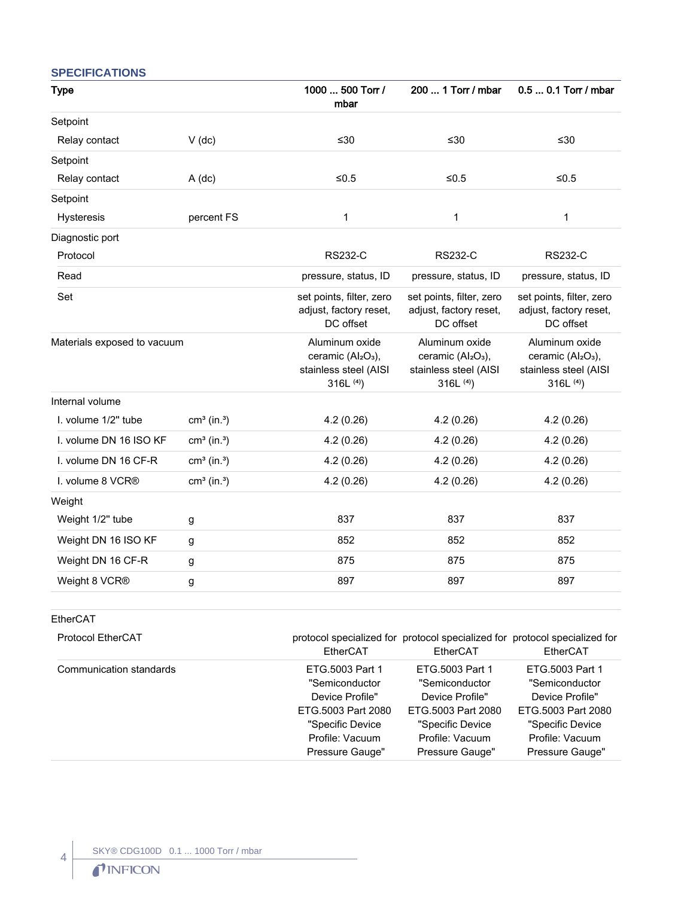## SPECIFICATIONS

| Type | | 1000 ... 500 Torr / mbar | 200 ... 1 Torr / mbar | 0.5 ... 0.1 Torr / mbar |
|---|---|---|---|---|
| Setpoint | | | | |
| Relay contact | V (dc) | ≤30 | ≤30 | ≤30 |
| Setpoint | | | | |
| Relay contact | A (dc) | ≤0.5 | ≤0.5 | ≤0.5 |
| Setpoint | | | | |
| Hysteresis | percent FS | 1 | 1 | 1 |
| Diagnostic port | | | | |
| Protocol | | RS232-C | RS232-C | RS232-C |
| Read | | pressure, status, ID | pressure, status, ID | pressure, status, ID |
| Set | | set points, filter, zero adjust, factory reset, DC offset | set points, filter, zero adjust, factory reset, DC offset | set points, filter, zero adjust, factory reset, DC offset |
| Materials exposed to vacuum | | Aluminum oxide ceramic ($Al_2O_3$), stainless steel (AISI 316L [4]) | Aluminum oxide ceramic ($Al_2O_3$), stainless steel (AISI 316L [4]) | Aluminum oxide ceramic ($Al_2O_3$), stainless steel (AISI 316L [4]) |
| Internal volume | | | | |
| I. volume 1/2" tube | $cm^3$ ($in.^3$) | 4.2 (0.26) | 4.2 (0.26) | 4.2 (0.26) |
| I. volume DN 16 ISO KF | $cm^3$ ($in.^3$) | 4.2 (0.26) | 4.2 (0.26) | 4.2 (0.26) |
| I. volume DN 16 CF-R | $cm^3$ ($in.^3$) | 4.2 (0.26) | 4.2 (0.26) | 4.2 (0.26) |
| I. volume 8 VCR® | $cm^3$ ($in.^3$) | 4.2 (0.26) | 4.2 (0.26) | 4.2 (0.26) |
| Weight | | | | |
| Weight 1/2" tube | g | 837 | 837 | 837 |
| Weight DN 16 ISO KF | g | 852 | 852 | 852 |
| Weight DN 16 CF-R | g | 875 | 875 | 875 |
| Weight 8 VCR® | g | 897 | 897 | 897 |

| | | | | |
|---|---|---|---|---|
| EtherCAT | | | | |
| Protocol EtherCAT | | protocol specialized for EtherCAT | protocol specialized for EtherCAT | protocol specialized for EtherCAT |
| Communication standards | | ETG.5003 Part 1 "Semiconductor Device Profile" ETG.5003 Part 2080 "Specific Device Profile: Vacuum Pressure Gauge" | ETG.5003 Part 1 "Semiconductor Device Profile" ETG.5003 Part 2080 "Specific Device Profile: Vacuum Pressure Gauge" | ETG.5003 Part 1 "Semiconductor Device Profile" ETG.5003 Part 2080 "Specific Device Profile: Vacuum Pressure Gauge" |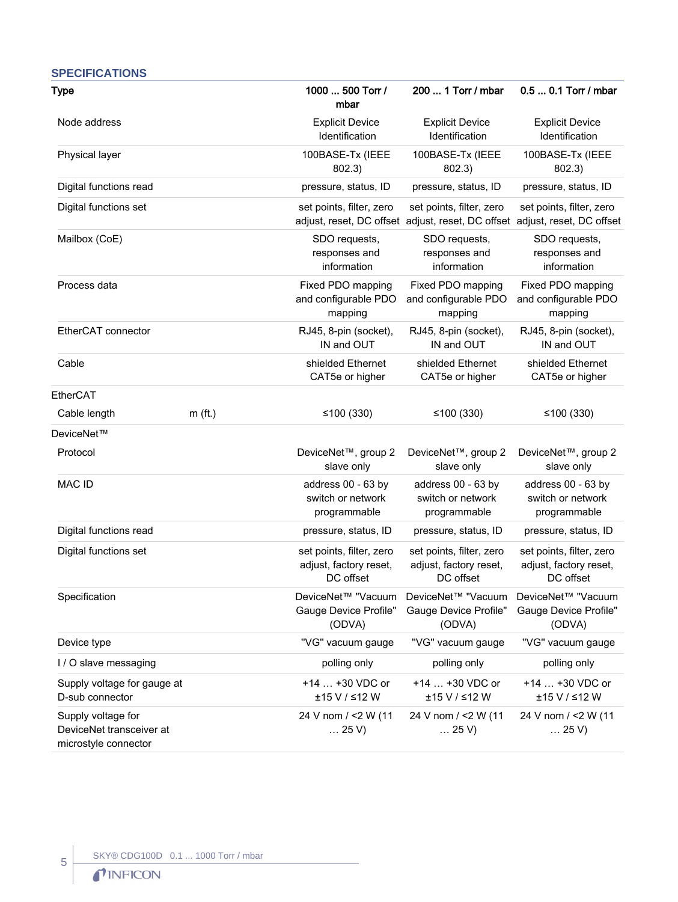## SPECIFICATIONS

| Type | | 1000 ... 500 Torr / mbar | 200 ... 1 Torr / mbar | 0.5 ... 0.1 Torr / mbar |
|---|---|---|---|---|
| Node address | | Explicit Device Identification | Explicit Device Identification | Explicit Device Identification |
| Physical layer | | 100BASE-Tx (IEEE 802.3) | 100BASE-Tx (IEEE 802.3) | 100BASE-Tx (IEEE 802.3) |
| Digital functions read | | pressure, status, ID | pressure, status, ID | pressure, status, ID |
| Digital functions set | | set points, filter, zero adjust, reset, DC offset | set points, filter, zero adjust, reset, DC offset | set points, filter, zero adjust, reset, DC offset |
| Mailbox (CoE) | | SDO requests, responses and information | SDO requests, responses and information | SDO requests, responses and information |
| Process data | | Fixed PDO mapping and configurable PDO mapping | Fixed PDO mapping and configurable PDO mapping | Fixed PDO mapping and configurable PDO mapping |
| EtherCAT connector | | RJ45, 8-pin (socket), IN and OUT | RJ45, 8-pin (socket), IN and OUT | RJ45, 8-pin (socket), IN and OUT |
| Cable | | shielded Ethernet CAT5e or higher | shielded Ethernet CAT5e or higher | shielded Ethernet CAT5e or higher |
| EtherCAT | | | | |
| Cable length | m (ft.) | ≤100 (330) | ≤100 (330) | ≤100 (330) |
| DeviceNet™ | | | | |
| Protocol | | DeviceNet™, group 2 slave only | DeviceNet™, group 2 slave only | DeviceNet™, group 2 slave only |
| MAC ID | | address 00 - 63 by switch or network programmable | address 00 - 63 by switch or network programmable | address 00 - 63 by switch or network programmable |
| Digital functions read | | pressure, status, ID | pressure, status, ID | pressure, status, ID |
| Digital functions set | | set points, filter, zero adjust, factory reset, DC offset | set points, filter, zero adjust, factory reset, DC offset | set points, filter, zero adjust, factory reset, DC offset |
| Specification | | DeviceNet™ "Vacuum Gauge Device Profile" (ODVA) | DeviceNet™ "Vacuum Gauge Device Profile" (ODVA) | DeviceNet™ "Vacuum Gauge Device Profile" (ODVA) |
| Device type | | "VG" vacuum gauge | "VG" vacuum gauge | "VG" vacuum gauge |
| I / O slave messaging | | polling only | polling only | polling only |
| Supply voltage for gauge at D-sub connector | | +14 … +30 VDC or ±15 V / ≤12 W | +14 … +30 VDC or ±15 V / ≤12 W | +14 … +30 VDC or ±15 V / ≤12 W |
| Supply voltage for DeviceNet transceiver at microstyle connector | | 24 V nom / <2 W (11 … 25 V) | 24 V nom / <2 W (11 … 25 V) | 24 V nom / <2 W (11 … 25 V) |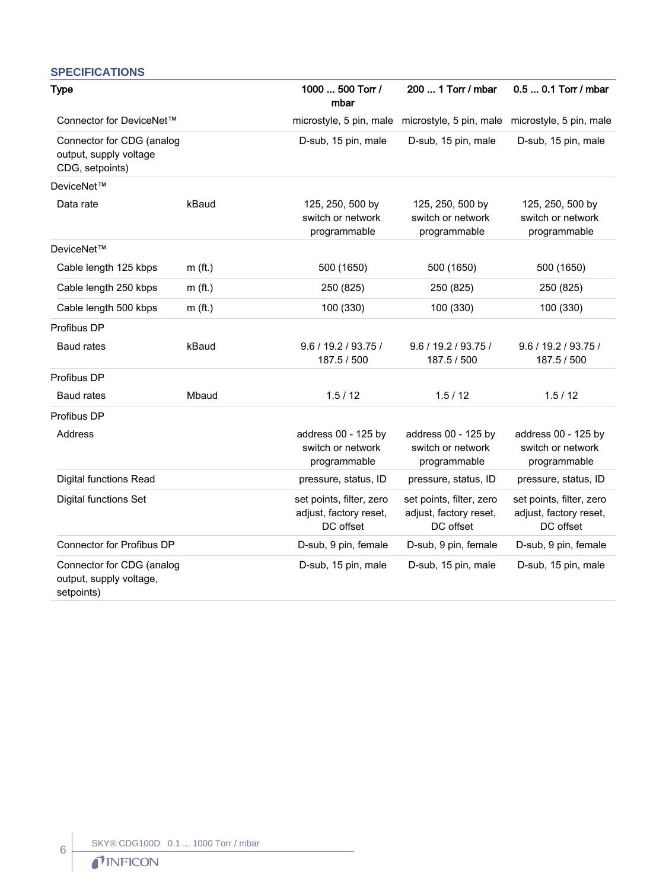## SPECIFICATIONS

| Type | | 1000 ... 500 Torr / mbar | 200 ... 1 Torr / mbar | 0.5 ... 0.1 Torr / mbar |
|---|---|---|---|---|
| Connector for DeviceNet™ | | microstyle, 5 pin, male | microstyle, 5 pin, male | microstyle, 5 pin, male |
| Connector for CDG (analog output, supply voltage CDG, setpoints) | | D-sub, 15 pin, male | D-sub, 15 pin, male | D-sub, 15 pin, male |
| DeviceNet™ | | | | |
| Data rate | kBaud | 125, 250, 500 by switch or network programmable | 125, 250, 500 by switch or network programmable | 125, 250, 500 by switch or network programmable |
| DeviceNet™ | | | | |
| Cable length 125 kbps | m (ft.) | 500 (1650) | 500 (1650) | 500 (1650) |
| Cable length 250 kbps | m (ft.) | 250 (825) | 250 (825) | 250 (825) |
| Cable length 500 kbps | m (ft.) | 100 (330) | 100 (330) | 100 (330) |
| Profibus DP | | | | |
| Baud rates | kBaud | 9.6 / 19.2 / 93.75 / 187.5 / 500 | 9.6 / 19.2 / 93.75 / 187.5 / 500 | 9.6 / 19.2 / 93.75 / 187.5 / 500 |
| Profibus DP | | | | |
| Baud rates | Mbaud | 1.5 / 12 | 1.5 / 12 | 1.5 / 12 |
| Profibus DP | | | | |
| Address | | address 00 - 125 by switch or network programmable | address 00 - 125 by switch or network programmable | address 00 - 125 by switch or network programmable |
| Digital functions Read | | pressure, status, ID | pressure, status, ID | pressure, status, ID |
| Digital functions Set | | set points, filter, zero adjust, factory reset, DC offset | set points, filter, zero adjust, factory reset, DC offset | set points, filter, zero adjust, factory reset, DC offset |
| Connector for Profibus DP | | D-sub, 9 pin, female | D-sub, 9 pin, female | D-sub, 9 pin, female |
| Connector for CDG (analog output, supply voltage, setpoints) | | D-sub, 15 pin, male | D-sub, 15 pin, male | D-sub, 15 pin, male |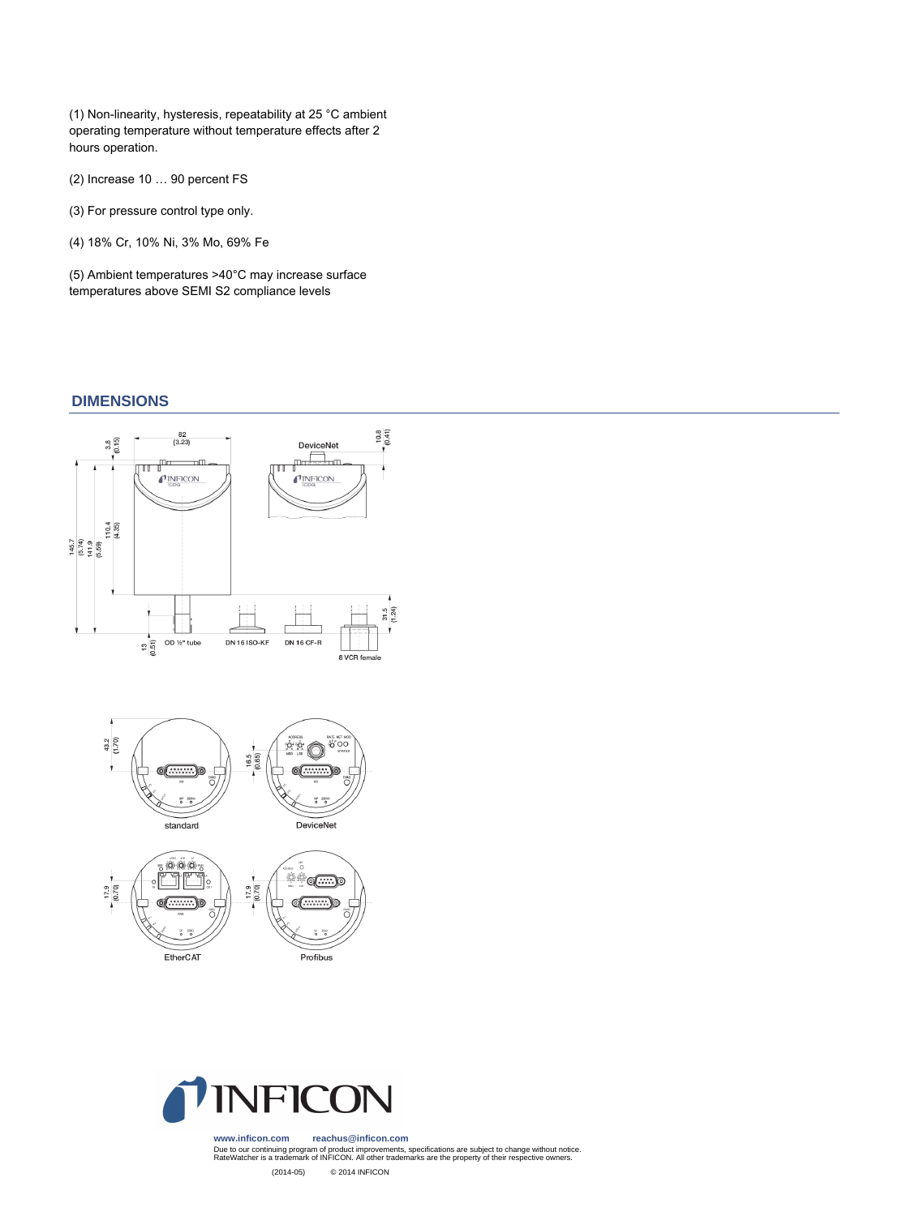(1) Non-linearity, hysteresis, repeatability at 25 °C ambient operating temperature without temperature effects after 2 hours operation.

(2) Increase 10 … 90 percent FS

(3) For pressure control type only.

(4) 18% Cr, 10% Ni, 3% Mo, 69% Fe

(5) Ambient temperatures >40°C may increase surface temperatures above SEMI S2 compliance levels

## DIMENSIONS

82
(3.23)

3.8
(0.15)

DeviceNet

10.8
(0.41)

145.7
(5.74)

141.9
(5.59)

110.4
(4.35)

31.5
(1.24)

13
(0.51)

OD ½" tube

DN 16 ISO-KF

DN 16 CF-R

8 VCR female

43.2
(1.70)

16.5
(0.65)

standard

DeviceNet

17.9
(0.70)

17.9
(0.70)

EtherCAT

Profibus

**www.inficon.com** **reachus@inficon.com**

Due to our continuing program of product improvements, specifications are subject to change without notice.
RateWatcher is a trademark of INFICON. All other trademarks are the property of their respective owners.

(2014-05) © 2014 INFICON